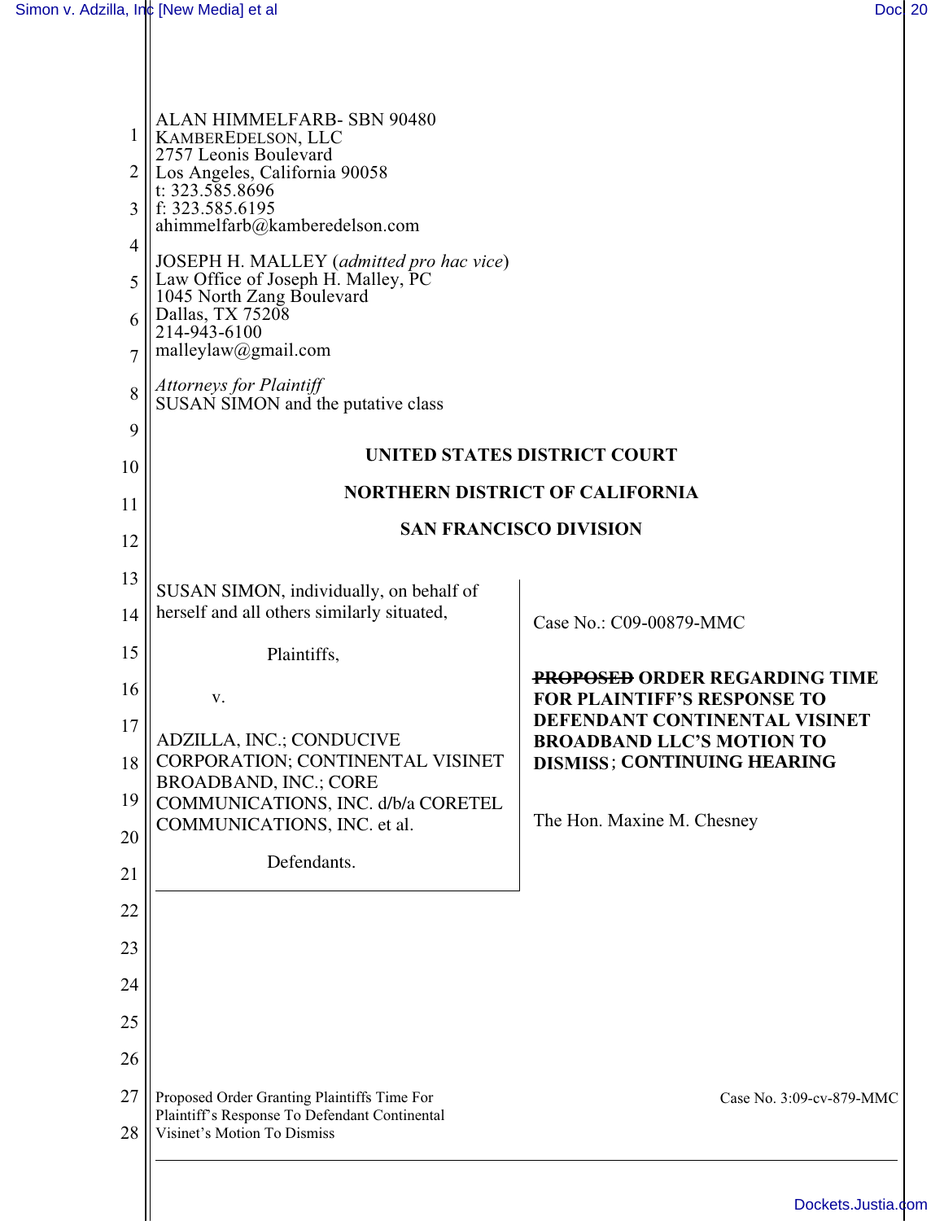ALAN HIMMELFARB- SBN 90480
KAMBEREDELSON, LLC
2757 Leonis Boulevard
Los Angeles, California 90058
t: 323.585.8696
f: 323.585.6195
ahimmelfarb@kamberedelson.com

JOSEPH H. MALLEY (*admitted pro hac vice*)
Law Office of Joseph H. Malley, PC
1045 North Zang Boulevard
Dallas, TX 75208
214-943-6100
malleylaw@gmail.com

*Attorneys for Plaintiff*
SUSAN SIMON and the putative class

**UNITED STATES DISTRICT COURT**

**NORTHERN DISTRICT OF CALIFORNIA**

**SAN FRANCISCO DIVISION**

SUSAN SIMON, individually, on behalf of herself and all others similarly situated,

Plaintiffs,

v.

ADZILLA, INC.; CONDUCIVE CORPORATION; CONTINENTAL VISINET BROADBAND, INC.; CORE COMMUNICATIONS, INC. d/b/a CORETEL COMMUNICATIONS, INC. et al.

Defendants.

Case No.: C09-00879-MMC

**~~PROPOSED~~ ORDER REGARDING TIME FOR PLAINTIFF'S RESPONSE TO DEFENDANT CONTINENTAL VISINET BROADBAND LLC'S MOTION TO DISMISS; CONTINUING HEARING**

The Hon. Maxine M. Chesney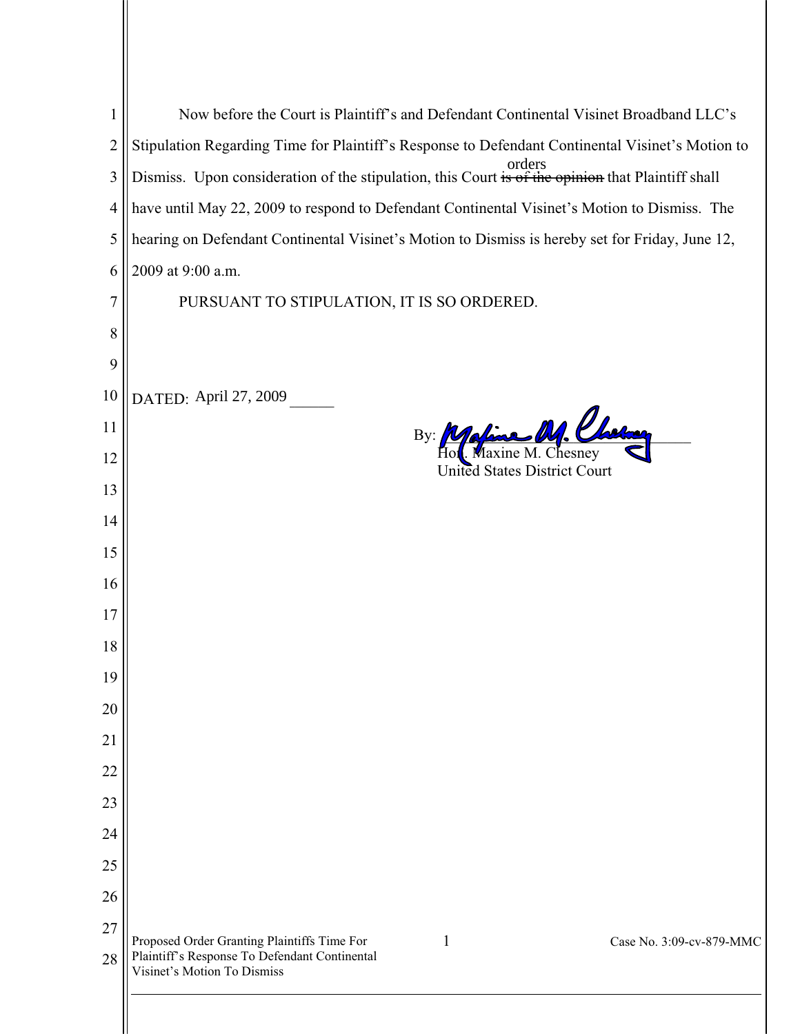Now before the Court is Plaintiff's and Defendant Continental Visinet Broadband LLC's Stipulation Regarding Time for Plaintiff's Response to Defendant Continental Visinet's Motion to Dismiss. Upon consideration of the stipulation, this Court ~~is of the opinion~~ orders that Plaintiff shall have until May 22, 2009 to respond to Defendant Continental Visinet's Motion to Dismiss. The hearing on Defendant Continental Visinet's Motion to Dismiss is hereby set for Friday, June 12, 2009 at 9:00 a.m.

PURSUANT TO STIPULATION, IT IS SO ORDERED.

DATED: April 27, 2009

By: ______________________
Hon. Maxine M. Chesney
United States District Court

Proposed Order Granting Plaintiffs Time For Plaintiff's Response To Defendant Continental Visinet's Motion To Dismiss

Case No. 3:09-cv-879-MMC